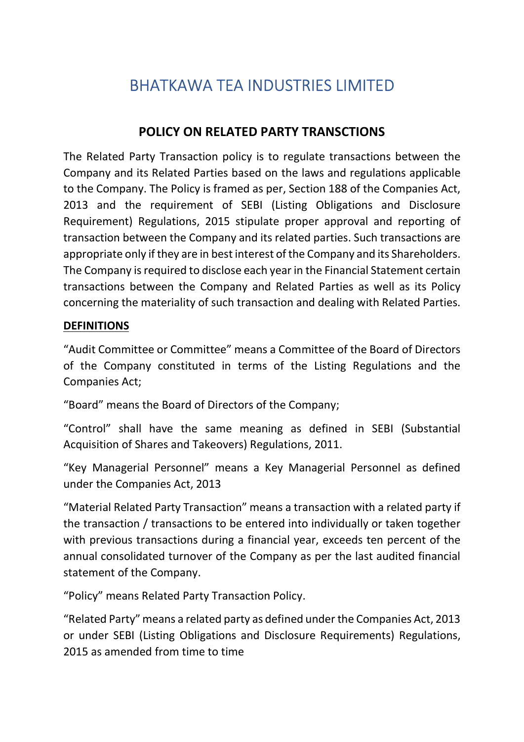# BHATKAWA TEA INDUSTRIES LIMITED

## POLICY ON RELATED PARTY TRANSCTIONS

The Related Party Transaction policy is to regulate transactions between the Company and its Related Parties based on the laws and regulations applicable to the Company. The Policy is framed as per, Section 188 of the Companies Act, 2013 and the requirement of SEBI (Listing Obligations and Disclosure Requirement) Regulations, 2015 stipulate proper approval and reporting of transaction between the Company and its related parties. Such transactions are appropriate only if they are in best interest of the Company and its Shareholders. The Company is required to disclose each year in the Financial Statement certain transactions between the Company and Related Parties as well as its Policy concerning the materiality of such transaction and dealing with Related Parties.

**DEFINITIONS**

"Audit Committee or Committee" means a Committee of the Board of Directors of the Company constituted in terms of the Listing Regulations and the Companies Act;

"Board" means the Board of Directors of the Company;

"Control" shall have the same meaning as defined in SEBI (Substantial Acquisition of Shares and Takeovers) Regulations, 2011.

"Key Managerial Personnel" means a Key Managerial Personnel as defined under the Companies Act, 2013

"Material Related Party Transaction" means a transaction with a related party if the transaction / transactions to be entered into individually or taken together with previous transactions during a financial year, exceeds ten percent of the annual consolidated turnover of the Company as per the last audited financial statement of the Company.

"Policy" means Related Party Transaction Policy.

"Related Party" means a related party as defined under the Companies Act, 2013 or under SEBI (Listing Obligations and Disclosure Requirements) Regulations, 2015 as amended from time to time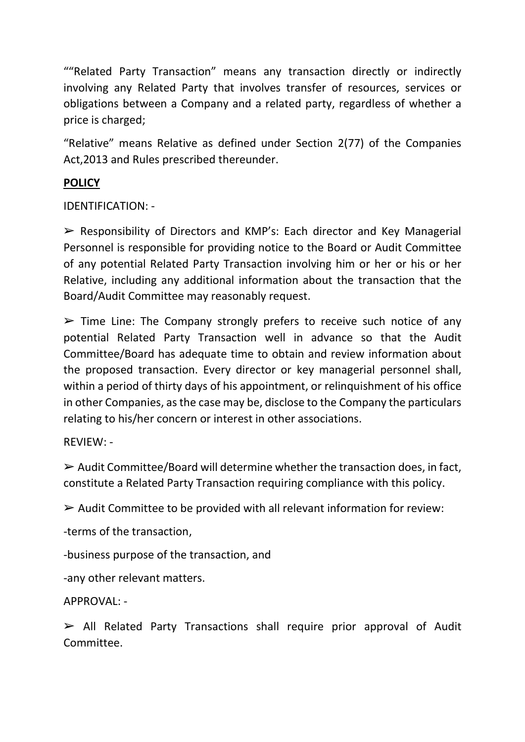""Related Party Transaction" means any transaction directly or indirectly involving any Related Party that involves transfer of resources, services or obligations between a Company and a related party, regardless of whether a price is charged;

"Relative" means Relative as defined under Section 2(77) of the Companies Act,2013 and Rules prescribed thereunder.

## POLICY

IDENTIFICATION: -

➢ Responsibility of Directors and KMP's: Each director and Key Managerial Personnel is responsible for providing notice to the Board or Audit Committee of any potential Related Party Transaction involving him or her or his or her Relative, including any additional information about the transaction that the Board/Audit Committee may reasonably request.

➢ Time Line: The Company strongly prefers to receive such notice of any potential Related Party Transaction well in advance so that the Audit Committee/Board has adequate time to obtain and review information about the proposed transaction. Every director or key managerial personnel shall, within a period of thirty days of his appointment, or relinquishment of his office in other Companies, as the case may be, disclose to the Company the particulars relating to his/her concern or interest in other associations.

REVIEW: -

➢ Audit Committee/Board will determine whether the transaction does, in fact, constitute a Related Party Transaction requiring compliance with this policy.

➢ Audit Committee to be provided with all relevant information for review:

-terms of the transaction,

-business purpose of the transaction, and

-any other relevant matters.

APPROVAL: -

➢ All Related Party Transactions shall require prior approval of Audit Committee.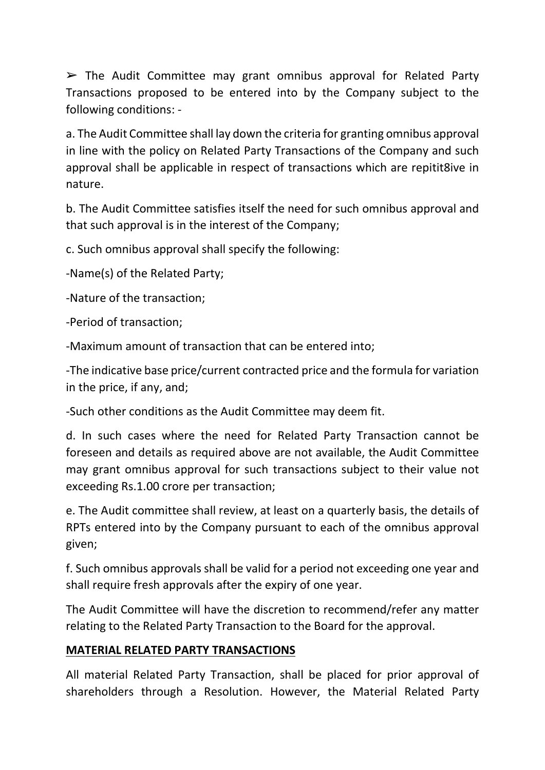➢ The Audit Committee may grant omnibus approval for Related Party Transactions proposed to be entered into by the Company subject to the following conditions: -

a. The Audit Committee shall lay down the criteria for granting omnibus approval in line with the policy on Related Party Transactions of the Company and such approval shall be applicable in respect of transactions which are repitit8ive in nature.

b. The Audit Committee satisfies itself the need for such omnibus approval and that such approval is in the interest of the Company;

c. Such omnibus approval shall specify the following:

-Name(s) of the Related Party;

-Nature of the transaction;

-Period of transaction;

-Maximum amount of transaction that can be entered into;

-The indicative base price/current contracted price and the formula for variation in the price, if any, and;

-Such other conditions as the Audit Committee may deem fit.

d. In such cases where the need for Related Party Transaction cannot be foreseen and details as required above are not available, the Audit Committee may grant omnibus approval for such transactions subject to their value not exceeding Rs.1.00 crore per transaction;

e. The Audit committee shall review, at least on a quarterly basis, the details of RPTs entered into by the Company pursuant to each of the omnibus approval given;

f. Such omnibus approvals shall be valid for a period not exceeding one year and shall require fresh approvals after the expiry of one year.

The Audit Committee will have the discretion to recommend/refer any matter relating to the Related Party Transaction to the Board for the approval.

**MATERIAL RELATED PARTY TRANSACTIONS**

All material Related Party Transaction, shall be placed for prior approval of shareholders through a Resolution. However, the Material Related Party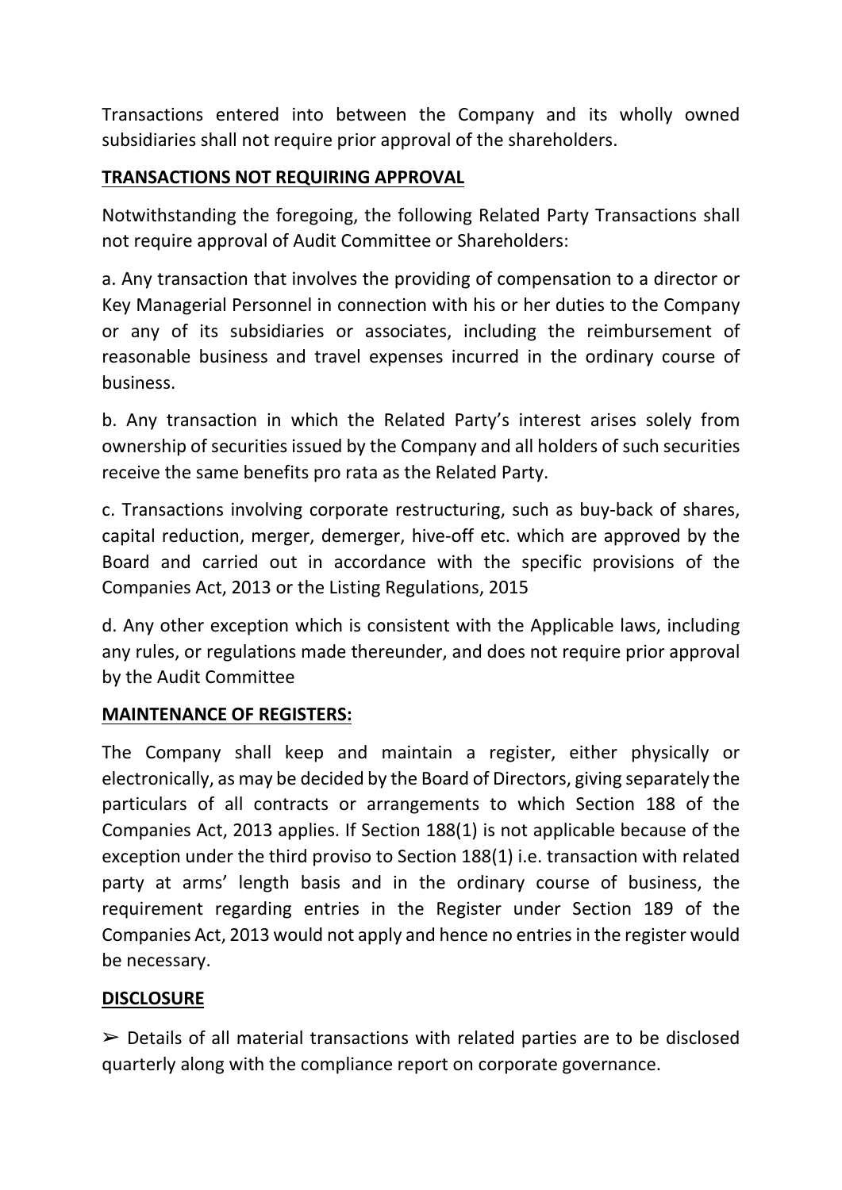Transactions entered into between the Company and its wholly owned subsidiaries shall not require prior approval of the shareholders.

**TRANSACTIONS NOT REQUIRING APPROVAL**

Notwithstanding the foregoing, the following Related Party Transactions shall not require approval of Audit Committee or Shareholders:

a. Any transaction that involves the providing of compensation to a director or Key Managerial Personnel in connection with his or her duties to the Company or any of its subsidiaries or associates, including the reimbursement of reasonable business and travel expenses incurred in the ordinary course of business.

b. Any transaction in which the Related Party's interest arises solely from ownership of securities issued by the Company and all holders of such securities receive the same benefits pro rata as the Related Party.

c. Transactions involving corporate restructuring, such as buy-back of shares, capital reduction, merger, demerger, hive-off etc. which are approved by the Board and carried out in accordance with the specific provisions of the Companies Act, 2013 or the Listing Regulations, 2015

d. Any other exception which is consistent with the Applicable laws, including any rules, or regulations made thereunder, and does not require prior approval by the Audit Committee

**MAINTENANCE OF REGISTERS:**

The Company shall keep and maintain a register, either physically or electronically, as may be decided by the Board of Directors, giving separately the particulars of all contracts or arrangements to which Section 188 of the Companies Act, 2013 applies. If Section 188(1) is not applicable because of the exception under the third proviso to Section 188(1) i.e. transaction with related party at arms' length basis and in the ordinary course of business, the requirement regarding entries in the Register under Section 189 of the Companies Act, 2013 would not apply and hence no entries in the register would be necessary.

**DISCLOSURE**

➢ Details of all material transactions with related parties are to be disclosed quarterly along with the compliance report on corporate governance.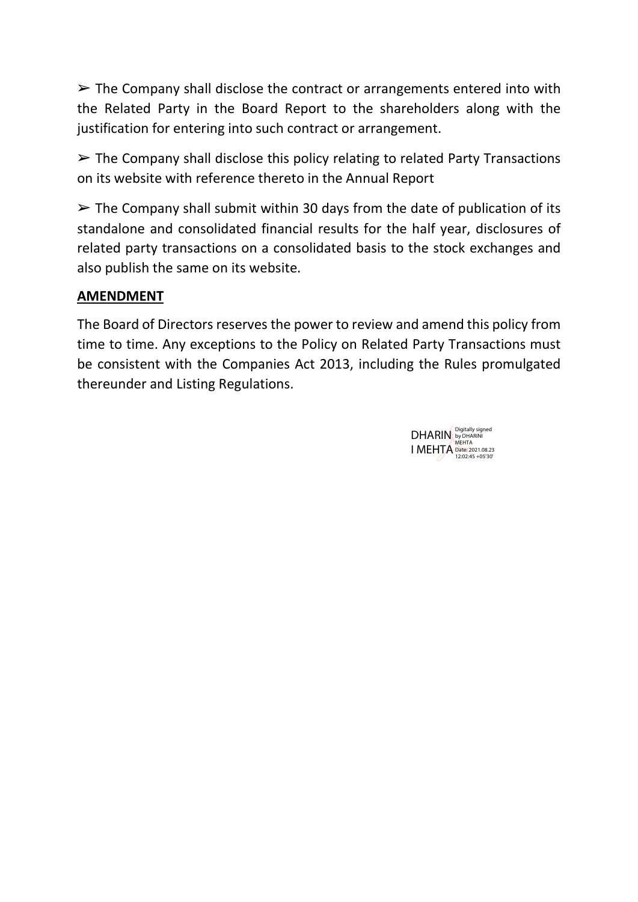➢ The Company shall disclose the contract or arrangements entered into with the Related Party in the Board Report to the shareholders along with the justification for entering into such contract or arrangement.

➢ The Company shall disclose this policy relating to related Party Transactions on its website with reference thereto in the Annual Report

➢ The Company shall submit within 30 days from the date of publication of its standalone and consolidated financial results for the half year, disclosures of related party transactions on a consolidated basis to the stock exchanges and also publish the same on its website.

**AMENDMENT**

The Board of Directors reserves the power to review and amend this policy from time to time. Any exceptions to the Policy on Related Party Transactions must be consistent with the Companies Act 2013, including the Rules promulgated thereunder and Listing Regulations.

DHARINI MEHTA
Digitally signed by DHARINI MEHTA
Date: 2021.08.23 12:02:45 +05'30'